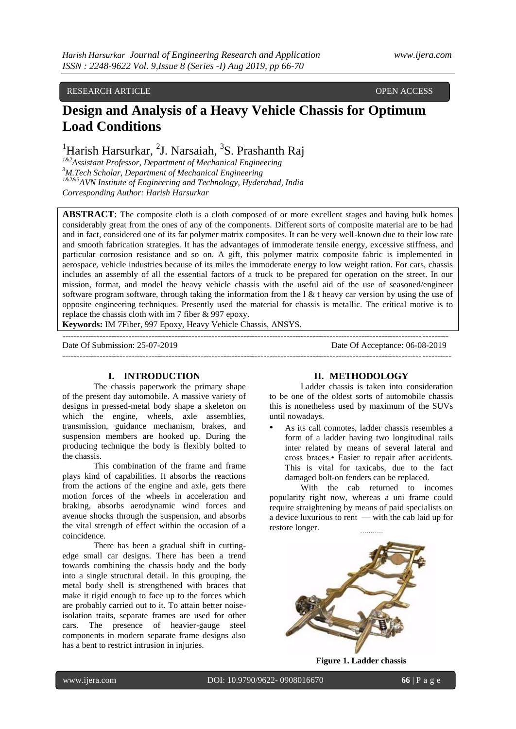RESEARCH ARTICLE OPEN ACCESS

# Design and Analysis of a Heavy Vehicle Chassis for Optimum Load Conditions

[1]Harish Harsurkar, [2]J. Narsaiah, [3]S. Prashanth Raj

[1&2]*Assistant Professor, Department of Mechanical Engineering*
[3]*M.Tech Scholar, Department of Mechanical Engineering*
[1&2&3]*AVN Institute of Engineering and Technology, Hyderabad, India*
*Corresponding Author: Harish Harsurkar*

**ABSTRACT**: The composite cloth is a cloth composed of or more excellent stages and having bulk homes considerably great from the ones of any of the components. Different sorts of composite material are to be had and in fact, considered one of its far polymer matrix composites. It can be very well-known due to their low rate and smooth fabrication strategies. It has the advantages of immoderate tensile energy, excessive stiffness, and particular corrosion resistance and so on. A gift, this polymer matrix composite fabric is implemented in aerospace, vehicle industries because of its miles the immoderate energy to low weight ration. For cars, chassis includes an assembly of all the essential factors of a truck to be prepared for operation on the street. In our mission, format, and model the heavy vehicle chassis with the useful aid of the use of seasoned/engineer software program software, through taking the information from the l & t heavy car version by using the use of opposite engineering techniques. Presently used the material for chassis is metallic. The critical motive is to replace the chassis cloth with im 7 fiber & 997 epoxy.

**Keywords:** IM 7Fiber, 997 Epoxy, Heavy Vehicle Chassis, ANSYS.

Date Of Submission: 25-07-2019 Date Of Acceptance: 06-08-2019

## I. INTRODUCTION

The chassis paperwork the primary shape of the present day automobile. A massive variety of designs in pressed-metal body shape a skeleton on which the engine, wheels, axle assemblies, transmission, guidance mechanism, brakes, and suspension members are hooked up. During the producing technique the body is flexibly bolted to the chassis.

This combination of the frame and frame plays kind of capabilities. It absorbs the reactions from the actions of the engine and axle, gets there motion forces of the wheels in acceleration and braking, absorbs aerodynamic wind forces and avenue shocks through the suspension, and absorbs the vital strength of effect within the occasion of a coincidence.

There has been a gradual shift in cutting-edge small car designs. There has been a trend towards combining the chassis body and the body into a single structural detail. In this grouping, the metal body shell is strengthened with braces that make it rigid enough to face up to the forces which are probably carried out to it. To attain better noise-isolation traits, separate frames are used for other cars. The presence of heavier-gauge steel components in modern separate frame designs also has a bent to restrict intrusion in injuries.

## II. METHODOLOGY

Ladder chassis is taken into consideration to be one of the oldest sorts of automobile chassis this is nonetheless used by maximum of the SUVs until nowadays.

- As its call connotes, ladder chassis resembles a form of a ladder having two longitudinal rails inter related by means of several lateral and cross braces.• Easier to repair after accidents. This is vital for taxicabs, due to the fact damaged bolt-on fenders can be replaced.

With the cab returned to incomes popularity right now, whereas a uni frame could require straightening by means of paid specialists on a device luxurious to rent — with the cab laid up for restore longer.

**Figure 1. Ladder chassis**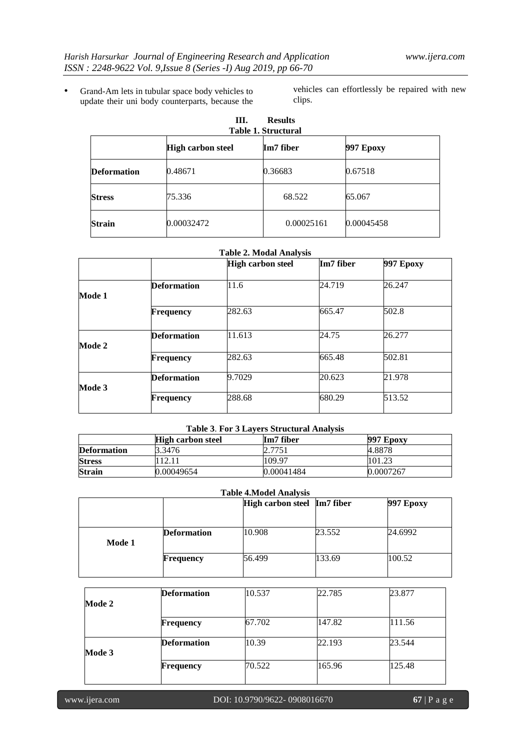- Grand-Am lets in tubular space body vehicles to update their uni body counterparts, because the vehicles can effortlessly be repaired with new clips.

## III. Results

**Table 1. Structural**

| | High carbon steel | Im7 fiber | 997 Epoxy |
|---|---|---|---|
| **Deformation** | 0.48671 | 0.36683 | 0.67518 |
| **Stress** | 75.336 | 68.522 | 65.067 |
| **Strain** | 0.00032472 | 0.00025161 | 0.00045458 |

**Table 2. Modal Analysis**

| | | High carbon steel | Im7 fiber | 997 Epoxy |
|---|---|---|---|---|
| **Mode 1** | **Deformation** | 11.6 | 24.719 | 26.247 |
| | **Frequency** | 282.63 | 665.47 | 502.8 |
| **Mode 2** | **Deformation** | 11.613 | 24.75 | 26.277 |
| | **Frequency** | 282.63 | 665.48 | 502.81 |
| **Mode 3** | **Deformation** | 9.7029 | 20.623 | 21.978 |
| | **Frequency** | 288.68 | 680.29 | 513.52 |

**Table 3. For 3 Layers Structural Analysis**

| | High carbon steel | Im7 fiber | 997 Epoxy |
|---|---|---|---|
| **Deformation** | 3.3476 | 2.7751 | 4.8878 |
| **Stress** | 112.11 | 109.97 | 101.23 |
| **Strain** | 0.00049654 | 0.00041484 | 0.0007267 |

**Table 4. Model Analysis**

| | | High carbon steel | Im7 fiber | 997 Epoxy |
|---|---|---|---|---|
| **Mode 1** | **Deformation** | 10.908 | 23.552 | 24.6992 |
| | **Frequency** | 56.499 | 133.69 | 100.52 |
| **Mode 2** | **Deformation** | 10.537 | 22.785 | 23.877 |
| | **Frequency** | 67.702 | 147.82 | 111.56 |
| **Mode 3** | **Deformation** | 10.39 | 22.193 | 23.544 |
| | **Frequency** | 70.522 | 165.96 | 125.48 |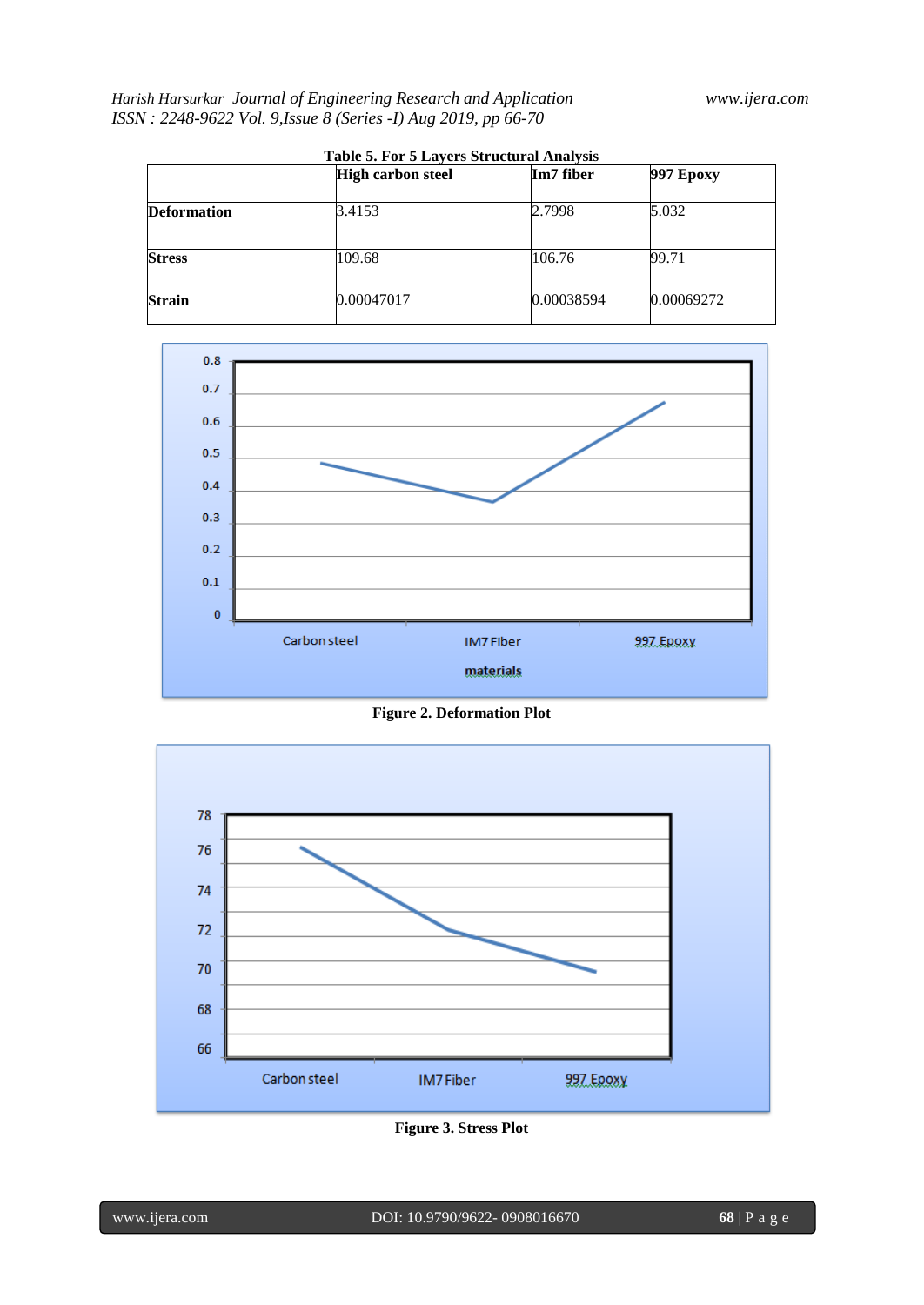**Table 5. For 5 Layers Structural Analysis**

| | High carbon steel | Im7 fiber | 997 Epoxy |
|---|---|---|---|
| **Deformation** | 3.4153 | 2.7998 | 5.032 |
| **Stress** | 109.68 | 106.76 | 99.71 |
| **Strain** | 0.00047017 | 0.00038594 | 0.00069272 |

**Figure 2. Deformation Plot**

**Figure 3. Stress Plot**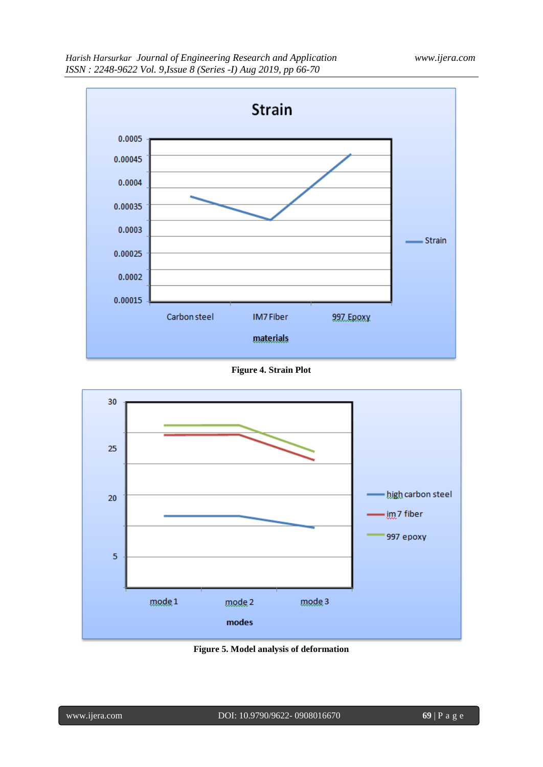Figure 4. Strain Plot

Figure 5. Model analysis of deformation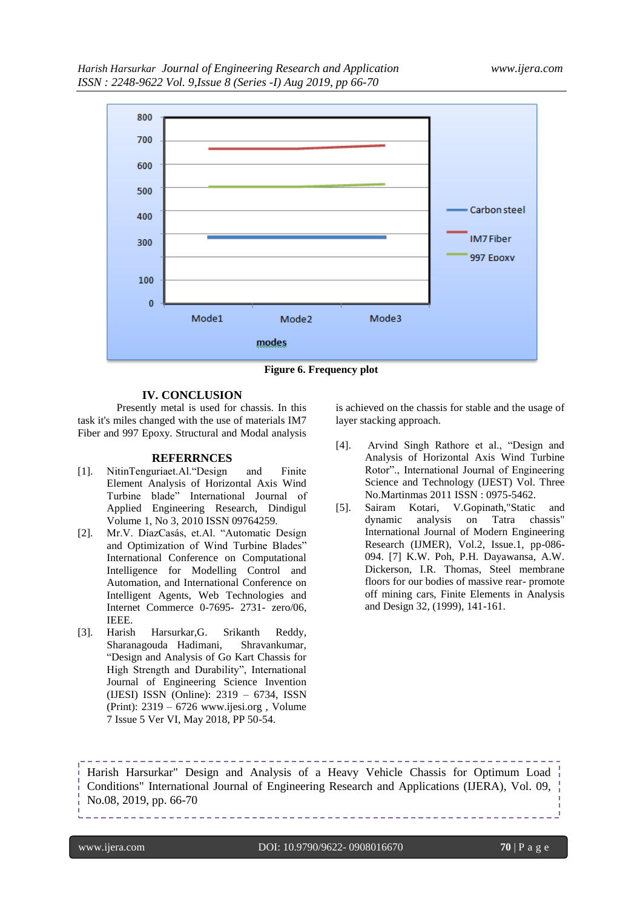800
700
600
500
400
300
100
0

Mode1
Mode2
Mode3

modes

Carbon steel
IM7 Fiber
997 Epoxy

**Figure 6. Frequency plot**

## IV. CONCLUSION

Presently metal is used for chassis. In this task it's miles changed with the use of materials IM7 Fiber and 997 Epoxy. Structural and Modal analysis is achieved on the chassis for stable and the usage of layer stacking approach.

## REFERRNCES

[1]. NitinTenguriaet.Al."Design and Finite Element Analysis of Horizontal Axis Wind Turbine blade" International Journal of Applied Engineering Research, Dindigul Volume 1, No 3, 2010 ISSN 09764259.

[2]. Mr.V. DíazCasás, et.Al. "Automatic Design and Optimization of Wind Turbine Blades" International Conference on Computational Intelligence for Modelling Control and Automation, and International Conference on Intelligent Agents, Web Technologies and Internet Commerce 0-7695- 2731- zero/06, IEEE.

[3]. Harish Harsurkar,G. Srikanth Reddy, Sharanagouda Hadimani, Shravankumar, "Design and Analysis of Go Kart Chassis for High Strength and Durability", International Journal of Engineering Science Invention (IJESI) ISSN (Online): 2319 – 6734, ISSN (Print): 2319 – 6726 www.ijesi.org , Volume 7 Issue 5 Ver VI, May 2018, PP 50-54.

[4]. Arvind Singh Rathore et al., "Design and Analysis of Horizontal Axis Wind Turbine Rotor"., International Journal of Engineering Science and Technology (IJEST) Vol. Three No.Martinmas 2011 ISSN : 0975-5462.

[5]. Sairam Kotari, V.Gopinath,"Static and dynamic analysis on Tatra chassis" International Journal of Modern Engineering Research (IJMER), Vol.2, Issue.1, pp-086-094. [7] K.W. Poh, P.H. Dayawansa, A.W. Dickerson, I.R. Thomas, Steel membrane floors for our bodies of massive rear- promote off mining cars, Finite Elements in Analysis and Design 32, (1999), 141-161.

Harish Harsurkar" Design and Analysis of a Heavy Vehicle Chassis for Optimum Load Conditions" International Journal of Engineering Research and Applications (IJERA), Vol. 09, No.08, 2019, pp. 66-70